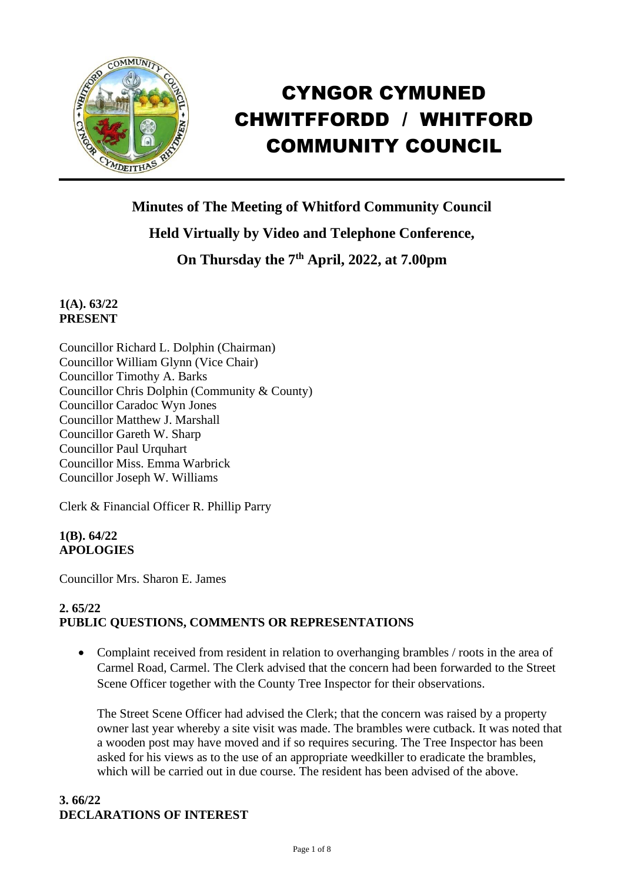# CYNGOR CYMUNED CHWITFFORDD / WHITFORD COMMUNITY COUNCIL

## Minutes of The Meeting of Whitford Community Council

## Held Virtually by Video and Telephone Conference,

## On Thursday the 7th April, 2022, at 7.00pm

**1(A). 63/22**
**PRESENT**

Councillor Richard L. Dolphin (Chairman)
Councillor William Glynn (Vice Chair)
Councillor Timothy A. Barks
Councillor Chris Dolphin (Community & County)
Councillor Caradoc Wyn Jones
Councillor Matthew J. Marshall
Councillor Gareth W. Sharp
Councillor Paul Urquhart
Councillor Miss. Emma Warbrick
Councillor Joseph W. Williams

Clerk & Financial Officer R. Phillip Parry

**1(B). 64/22**
**APOLOGIES**

Councillor Mrs. Sharon E. James

**2. 65/22**
**PUBLIC QUESTIONS, COMMENTS OR REPRESENTATIONS**

- Complaint received from resident in relation to overhanging brambles / roots in the area of Carmel Road, Carmel. The Clerk advised that the concern had been forwarded to the Street Scene Officer together with the County Tree Inspector for their observations.

  The Street Scene Officer had advised the Clerk; that the concern was raised by a property owner last year whereby a site visit was made. The brambles were cutback. It was noted that a wooden post may have moved and if so requires securing. The Tree Inspector has been asked for his views as to the use of an appropriate weedkiller to eradicate the brambles, which will be carried out in due course. The resident has been advised of the above.

**3. 66/22**
**DECLARATIONS OF INTEREST**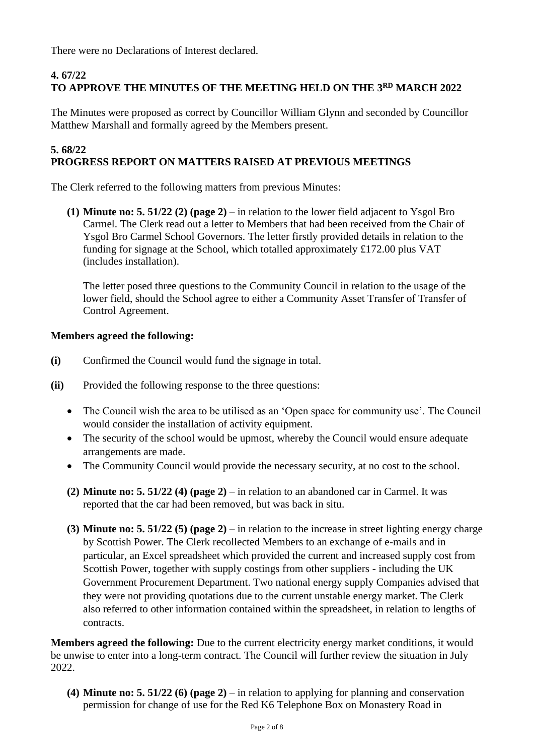There were no Declarations of Interest declared.

### 4. 67/22
### TO APPROVE THE MINUTES OF THE MEETING HELD ON THE 3RD MARCH 2022

The Minutes were proposed as correct by Councillor William Glynn and seconded by Councillor Matthew Marshall and formally agreed by the Members present.

### 5. 68/22
### PROGRESS REPORT ON MATTERS RAISED AT PREVIOUS MEETINGS

The Clerk referred to the following matters from previous Minutes:

**(1) Minute no: 5. 51/22 (2) (page 2)** – in relation to the lower field adjacent to Ysgol Bro Carmel. The Clerk read out a letter to Members that had been received from the Chair of Ysgol Bro Carmel School Governors. The letter firstly provided details in relation to the funding for signage at the School, which totalled approximately £172.00 plus VAT (includes installation).

The letter posed three questions to the Community Council in relation to the usage of the lower field, should the School agree to either a Community Asset Transfer of Transfer of Control Agreement.

**Members agreed the following:**

**(i)** Confirmed the Council would fund the signage in total.

**(ii)** Provided the following response to the three questions:

- The Council wish the area to be utilised as an 'Open space for community use'. The Council would consider the installation of activity equipment.
- The security of the school would be upmost, whereby the Council would ensure adequate arrangements are made.
- The Community Council would provide the necessary security, at no cost to the school.

**(2) Minute no: 5. 51/22 (4) (page 2)** – in relation to an abandoned car in Carmel. It was reported that the car had been removed, but was back in situ.

**(3) Minute no: 5. 51/22 (5) (page 2)** – in relation to the increase in street lighting energy charge by Scottish Power. The Clerk recollected Members to an exchange of e-mails and in particular, an Excel spreadsheet which provided the current and increased supply cost from Scottish Power, together with supply costings from other suppliers - including the UK Government Procurement Department. Two national energy supply Companies advised that they were not providing quotations due to the current unstable energy market. The Clerk also referred to other information contained within the spreadsheet, in relation to lengths of contracts.

**Members agreed the following:** Due to the current electricity energy market conditions, it would be unwise to enter into a long-term contract. The Council will further review the situation in July 2022.

**(4) Minute no: 5. 51/22 (6) (page 2)** – in relation to applying for planning and conservation permission for change of use for the Red K6 Telephone Box on Monastery Road in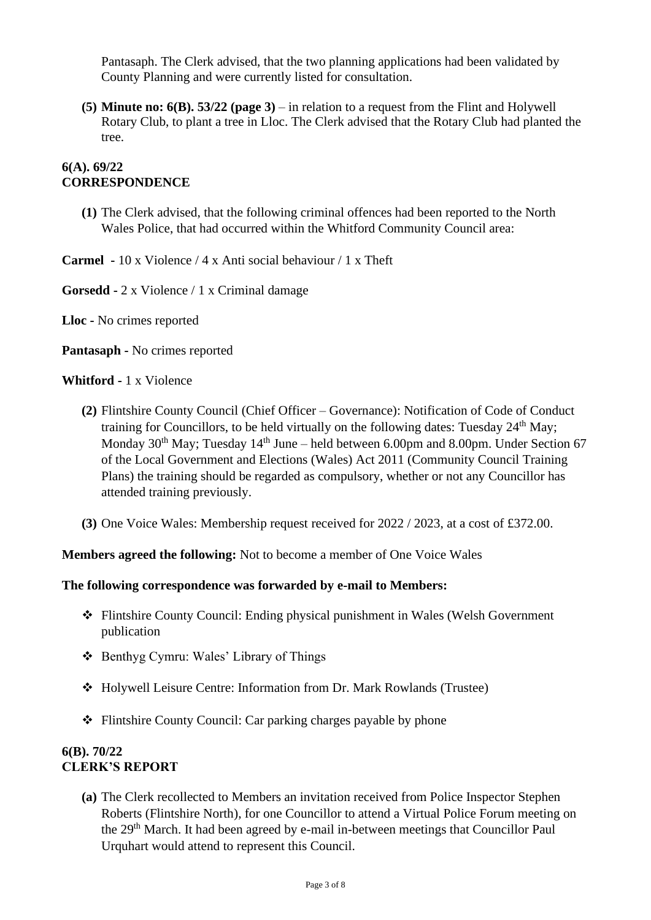Pantasaph. The Clerk advised, that the two planning applications had been validated by County Planning and were currently listed for consultation.

**(5) Minute no: 6(B). 53/22 (page 3)** – in relation to a request from the Flint and Holywell Rotary Club, to plant a tree in Lloc. The Clerk advised that the Rotary Club had planted the tree.

**6(A). 69/22**
**CORRESPONDENCE**

**(1)** The Clerk advised, that the following criminal offences had been reported to the North Wales Police, that had occurred within the Whitford Community Council area:

**Carmel** - 10 x Violence / 4 x Anti social behaviour / 1 x Theft

**Gorsedd** - 2 x Violence / 1 x Criminal damage

**Lloc** - No crimes reported

**Pantasaph** - No crimes reported

**Whitford** - 1 x Violence

**(2)** Flintshire County Council (Chief Officer – Governance): Notification of Code of Conduct training for Councillors, to be held virtually on the following dates: Tuesday 24th May; Monday 30th May; Tuesday 14th June – held between 6.00pm and 8.00pm. Under Section 67 of the Local Government and Elections (Wales) Act 2011 (Community Council Training Plans) the training should be regarded as compulsory, whether or not any Councillor has attended training previously.

**(3)** One Voice Wales: Membership request received for 2022 / 2023, at a cost of £372.00.

**Members agreed the following:** Not to become a member of One Voice Wales

**The following correspondence was forwarded by e-mail to Members:**

- Flintshire County Council: Ending physical punishment in Wales (Welsh Government publication
- Benthyg Cymru: Wales' Library of Things
- Holywell Leisure Centre: Information from Dr. Mark Rowlands (Trustee)
- Flintshire County Council: Car parking charges payable by phone

**6(B). 70/22**
**CLERK'S REPORT**

**(a)** The Clerk recollected to Members an invitation received from Police Inspector Stephen Roberts (Flintshire North), for one Councillor to attend a Virtual Police Forum meeting on the 29th March. It had been agreed by e-mail in-between meetings that Councillor Paul Urquhart would attend to represent this Council.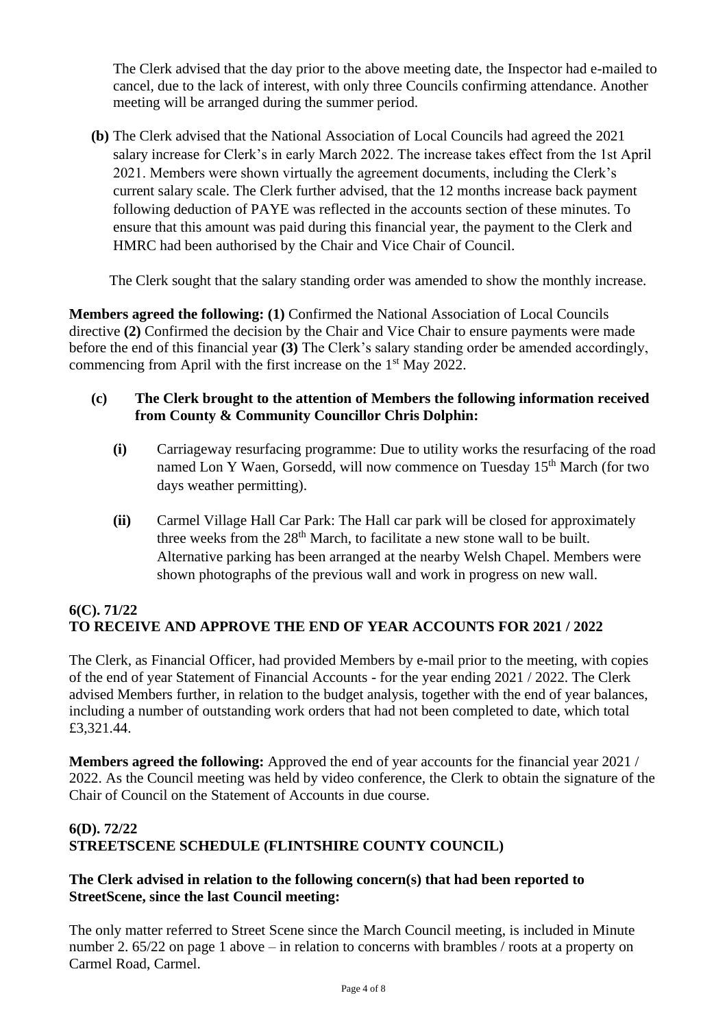The Clerk advised that the day prior to the above meeting date, the Inspector had e-mailed to cancel, due to the lack of interest, with only three Councils confirming attendance. Another meeting will be arranged during the summer period.

**(b)** The Clerk advised that the National Association of Local Councils had agreed the 2021 salary increase for Clerk's in early March 2022. The increase takes effect from the 1st April 2021. Members were shown virtually the agreement documents, including the Clerk's current salary scale. The Clerk further advised, that the 12 months increase back payment following deduction of PAYE was reflected in the accounts section of these minutes. To ensure that this amount was paid during this financial year, the payment to the Clerk and HMRC had been authorised by the Chair and Vice Chair of Council.

The Clerk sought that the salary standing order was amended to show the monthly increase.

**Members agreed the following: (1)** Confirmed the National Association of Local Councils directive **(2)** Confirmed the decision by the Chair and Vice Chair to ensure payments were made before the end of this financial year **(3)** The Clerk's salary standing order be amended accordingly, commencing from April with the first increase on the 1st May 2022.

**(c) The Clerk brought to the attention of Members the following information received from County & Community Councillor Chris Dolphin:**

**(i)** Carriageway resurfacing programme: Due to utility works the resurfacing of the road named Lon Y Waen, Gorsedd, will now commence on Tuesday 15th March (for two days weather permitting).

**(ii)** Carmel Village Hall Car Park: The Hall car park will be closed for approximately three weeks from the 28th March, to facilitate a new stone wall to be built. Alternative parking has been arranged at the nearby Welsh Chapel. Members were shown photographs of the previous wall and work in progress on new wall.

## 6(C). 71/22
## TO RECEIVE AND APPROVE THE END OF YEAR ACCOUNTS FOR 2021 / 2022

The Clerk, as Financial Officer, had provided Members by e-mail prior to the meeting, with copies of the end of year Statement of Financial Accounts - for the year ending 2021 / 2022. The Clerk advised Members further, in relation to the budget analysis, together with the end of year balances, including a number of outstanding work orders that had not been completed to date, which total £3,321.44.

**Members agreed the following:** Approved the end of year accounts for the financial year 2021 / 2022. As the Council meeting was held by video conference, the Clerk to obtain the signature of the Chair of Council on the Statement of Accounts in due course.

## 6(D). 72/22
## STREETSCENE SCHEDULE (FLINTSHIRE COUNTY COUNCIL)

**The Clerk advised in relation to the following concern(s) that had been reported to StreetScene, since the last Council meeting:**

The only matter referred to Street Scene since the March Council meeting, is included in Minute number 2. 65/22 on page 1 above – in relation to concerns with brambles / roots at a property on Carmel Road, Carmel.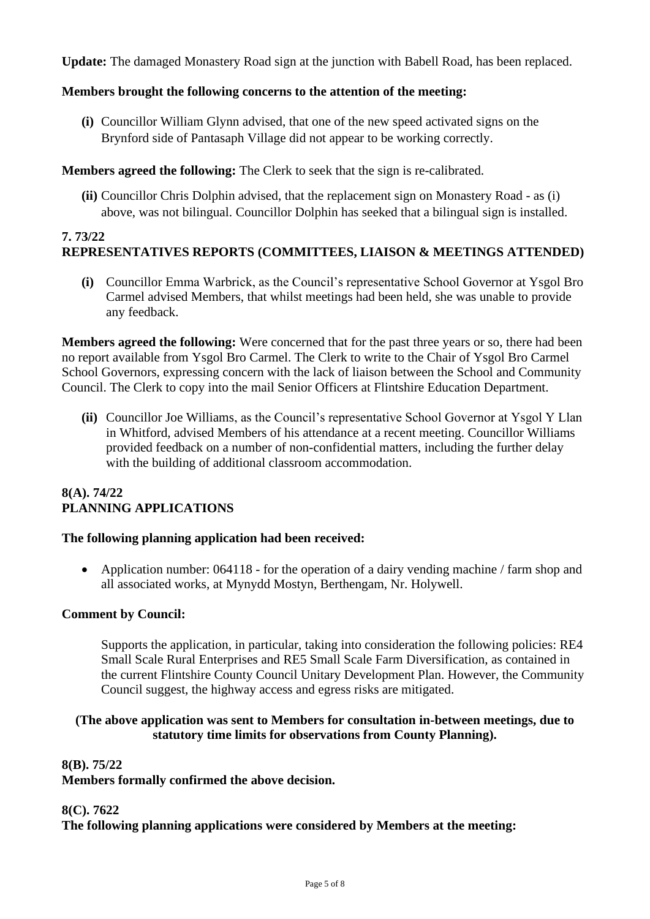**Update:** The damaged Monastery Road sign at the junction with Babell Road, has been replaced.

**Members brought the following concerns to the attention of the meeting:**

**(i)** Councillor William Glynn advised, that one of the new speed activated signs on the Brynford side of Pantasaph Village did not appear to be working correctly.

**Members agreed the following:** The Clerk to seek that the sign is re-calibrated.

**(ii)** Councillor Chris Dolphin advised, that the replacement sign on Monastery Road - as (i) above, was not bilingual. Councillor Dolphin has seeked that a bilingual sign is installed.

## 7. 73/22
## REPRESENTATIVES REPORTS (COMMITTEES, LIAISON & MEETINGS ATTENDED)

**(i)** Councillor Emma Warbrick, as the Council's representative School Governor at Ysgol Bro Carmel advised Members, that whilst meetings had been held, she was unable to provide any feedback.

**Members agreed the following:** Were concerned that for the past three years or so, there had been no report available from Ysgol Bro Carmel. The Clerk to write to the Chair of Ysgol Bro Carmel School Governors, expressing concern with the lack of liaison between the School and Community Council. The Clerk to copy into the mail Senior Officers at Flintshire Education Department.

**(ii)** Councillor Joe Williams, as the Council's representative School Governor at Ysgol Y Llan in Whitford, advised Members of his attendance at a recent meeting. Councillor Williams provided feedback on a number of non-confidential matters, including the further delay with the building of additional classroom accommodation.

## 8(A). 74/22
## PLANNING APPLICATIONS

**The following planning application had been received:**

- Application number: 064118 - for the operation of a dairy vending machine / farm shop and all associated works, at Mynydd Mostyn, Berthengam, Nr. Holywell.

**Comment by Council:**

Supports the application, in particular, taking into consideration the following policies: RE4 Small Scale Rural Enterprises and RE5 Small Scale Farm Diversification, as contained in the current Flintshire County Council Unitary Development Plan. However, the Community Council suggest, the highway access and egress risks are mitigated.

**(The above application was sent to Members for consultation in-between meetings, due to statutory time limits for observations from County Planning).**

**8(B). 75/22**
**Members formally confirmed the above decision.**

**8(C). 7622**
**The following planning applications were considered by Members at the meeting:**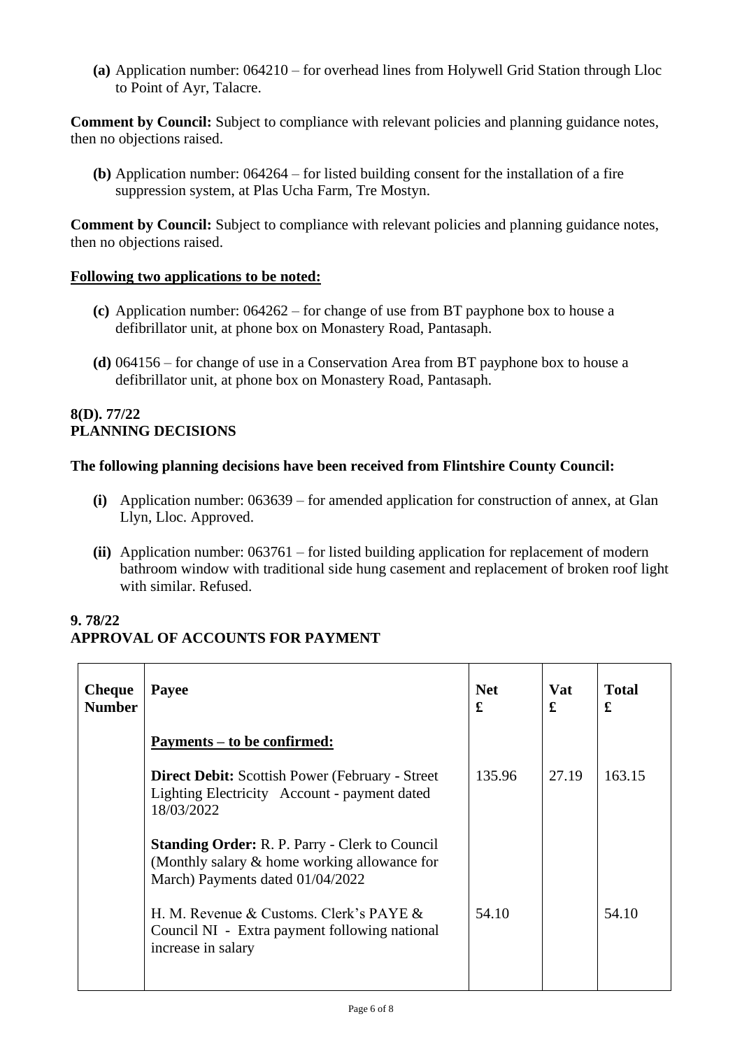**(a)** Application number: 064210 – for overhead lines from Holywell Grid Station through Lloc to Point of Ayr, Talacre.

**Comment by Council:** Subject to compliance with relevant policies and planning guidance notes, then no objections raised.

**(b)** Application number: 064264 – for listed building consent for the installation of a fire suppression system, at Plas Ucha Farm, Tre Mostyn.

**Comment by Council:** Subject to compliance with relevant policies and planning guidance notes, then no objections raised.

**Following two applications to be noted:**

**(c)** Application number: 064262 – for change of use from BT payphone box to house a defibrillator unit, at phone box on Monastery Road, Pantasaph.

**(d)** 064156 – for change of use in a Conservation Area from BT payphone box to house a defibrillator unit, at phone box on Monastery Road, Pantasaph.

## 8(D). 77/22
## PLANNING DECISIONS

**The following planning decisions have been received from Flintshire County Council:**

**(i)** Application number: 063639 – for amended application for construction of annex, at Glan Llyn, Lloc. Approved.

**(ii)** Application number: 063761 – for listed building application for replacement of modern bathroom window with traditional side hung casement and replacement of broken roof light with similar. Refused.

## 9. 78/22
## APPROVAL OF ACCOUNTS FOR PAYMENT

| Cheque Number | Payee | Net £ | Vat £ | Total £ |
|---|---|---|---|---|
| | **Payments – to be confirmed:** | | | |
| | **Direct Debit:** Scottish Power (February - Street Lighting Electricity Account - payment dated 18/03/2022 | 135.96 | 27.19 | 163.15 |
| | **Standing Order:** R. P. Parry - Clerk to Council (Monthly salary & home working allowance for March) Payments dated 01/04/2022 | | | |
| | H. M. Revenue & Customs. Clerk's PAYE & Council NI - Extra payment following national increase in salary | 54.10 | | 54.10 |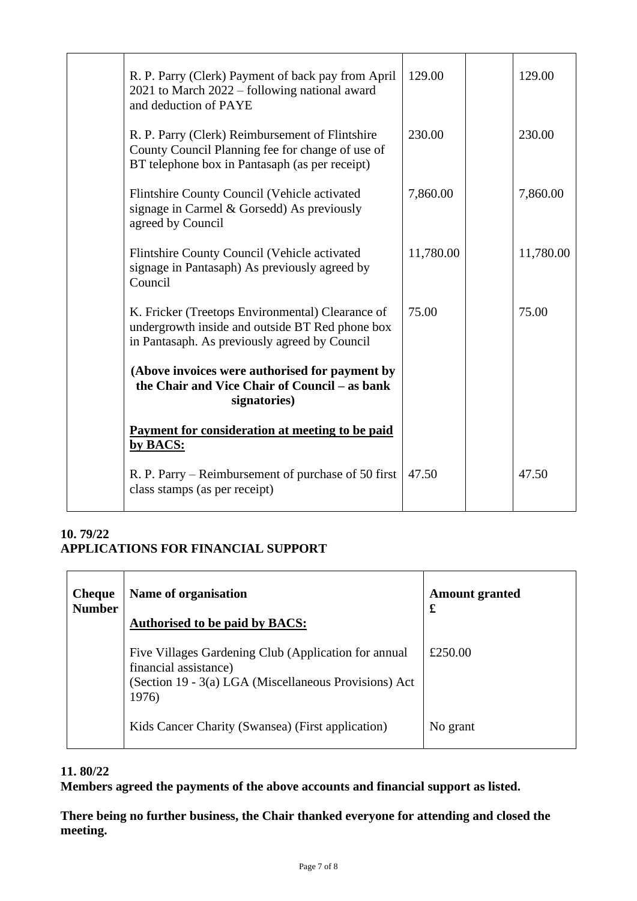| | | | | |
|---|---|---|---|---|
| | R. P. Parry (Clerk) Payment of back pay from April 2021 to March 2022 – following national award and deduction of PAYE | 129.00 | | 129.00 |
| | R. P. Parry (Clerk) Reimbursement of Flintshire County Council Planning fee for change of use of BT telephone box in Pantasaph (as per receipt) | 230.00 | | 230.00 |
| | Flintshire County Council (Vehicle activated signage in Carmel & Gorsedd) As previously agreed by Council | 7,860.00 | | 7,860.00 |
| | Flintshire County Council (Vehicle activated signage in Pantasaph) As previously agreed by Council | 11,780.00 | | 11,780.00 |
| | K. Fricker (Treetops Environmental) Clearance of undergrowth inside and outside BT Red phone box in Pantasaph. As previously agreed by Council | 75.00 | | 75.00 |
| | **(Above invoices were authorised for payment by the Chair and Vice Chair of Council – as bank signatories)** | | | |
| | **Payment for consideration at meeting to be paid by BACS:** | | | |
| | R. P. Parry – Reimbursement of purchase of 50 first class stamps (as per receipt) | 47.50 | | 47.50 |

**10. 79/22**
**APPLICATIONS FOR FINANCIAL SUPPORT**

| Cheque Number | Name of organisation | Amount granted £ |
|---|---|---|
| | **Authorised to be paid by BACS:** | |
| | Five Villages Gardening Club (Application for annual financial assistance) (Section 19 - 3(a) LGA (Miscellaneous Provisions) Act 1976) | £250.00 |
| | Kids Cancer Charity (Swansea) (First application) | No grant |

**11. 80/22**
**Members agreed the payments of the above accounts and financial support as listed.**

**There being no further business, the Chair thanked everyone for attending and closed the meeting.**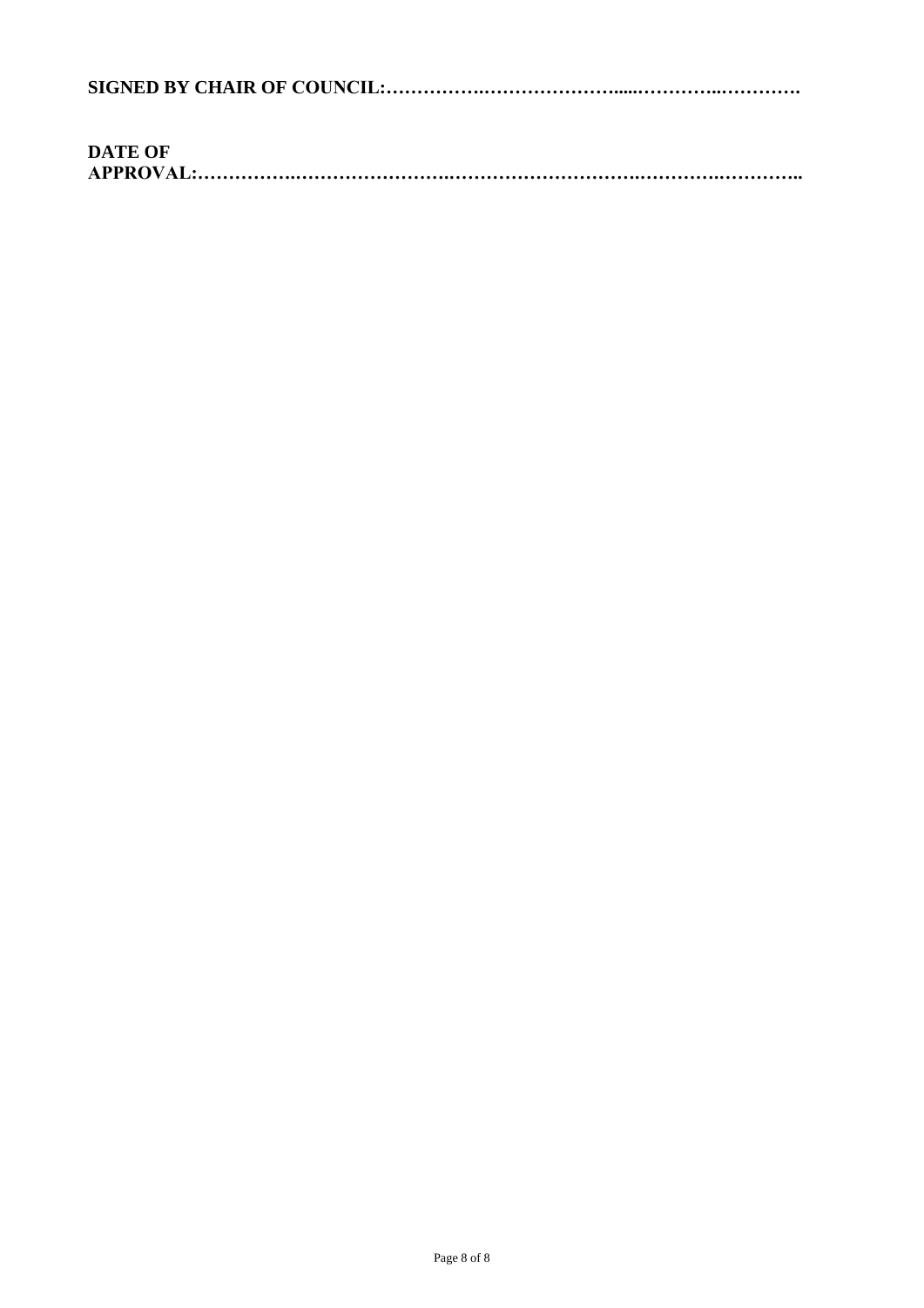**SIGNED BY CHAIR OF COUNCIL:……………..…………………......…………..………….**

**DATE OF APPROVAL:……………..……………………..………………………….………….…………..**